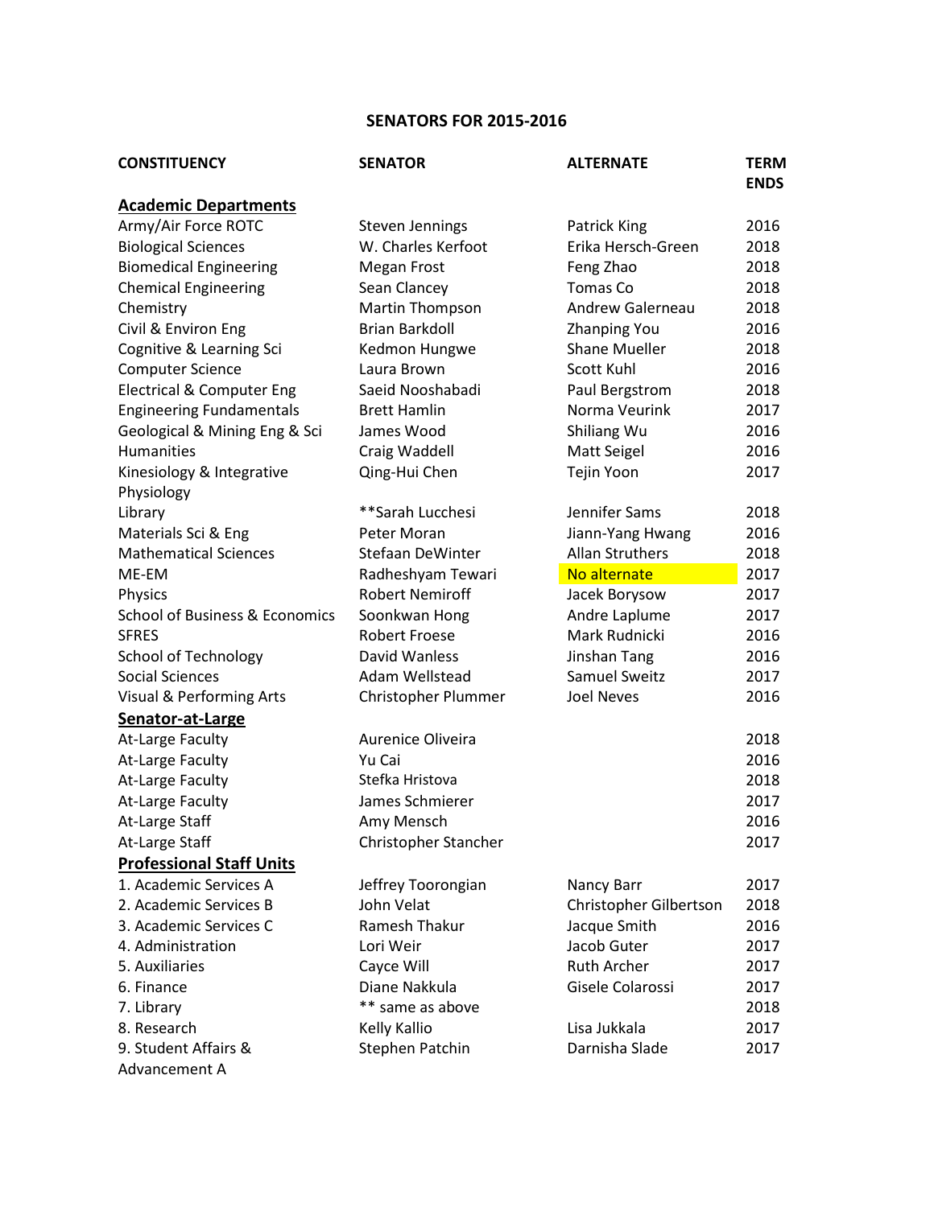## SENATORS FOR 2015-2016

| CONSTITUENCY | SENATOR | ALTERNATE | TERM ENDS |
|---|---|---|---|
| **Academic Departments** | | | |
| Army/Air Force ROTC | Steven Jennings | Patrick King | 2016 |
| Biological Sciences | W. Charles Kerfoot | Erika Hersch-Green | 2018 |
| Biomedical Engineering | Megan Frost | Feng Zhao | 2018 |
| Chemical Engineering | Sean Clancey | Tomas Co | 2018 |
| Chemistry | Martin Thompson | Andrew Galerneau | 2018 |
| Civil & Environ Eng | Brian Barkdoll | Zhanping You | 2016 |
| Cognitive & Learning Sci | Kedmon Hungwe | Shane Mueller | 2018 |
| Computer Science | Laura Brown | Scott Kuhl | 2016 |
| Electrical & Computer Eng | Saeid Nooshabadi | Paul Bergstrom | 2018 |
| Engineering Fundamentals | Brett Hamlin | Norma Veurink | 2017 |
| Geological & Mining Eng & Sci | James Wood | Shiliang Wu | 2016 |
| Humanities | Craig Waddell | Matt Seigel | 2016 |
| Kinesiology & Integrative Physiology | Qing-Hui Chen | Tejin Yoon | 2017 |
| Library | **Sarah Lucchesi | Jennifer Sams | 2018 |
| Materials Sci & Eng | Peter Moran | Jiann-Yang Hwang | 2016 |
| Mathematical Sciences | Stefaan DeWinter | Allan Struthers | 2018 |
| ME-EM | Radheshyam Tewari | No alternate | 2017 |
| Physics | Robert Nemiroff | Jacek Borysow | 2017 |
| School of Business & Economics | Soonkwan Hong | Andre Laplume | 2017 |
| SFRES | Robert Froese | Mark Rudnicki | 2016 |
| School of Technology | David Wanless | Jinshan Tang | 2016 |
| Social Sciences | Adam Wellstead | Samuel Sweitz | 2017 |
| Visual & Performing Arts | Christopher Plummer | Joel Neves | 2016 |
| **Senator-at-Large** | | | |
| At-Large Faculty | Aurenice Oliveira | | 2018 |
| At-Large Faculty | Yu Cai | | 2016 |
| At-Large Faculty | Stefka Hristova | | 2018 |
| At-Large Faculty | James Schmierer | | 2017 |
| At-Large Staff | Amy Mensch | | 2016 |
| At-Large Staff | Christopher Stancher | | 2017 |
| **Professional Staff Units** | | | |
| 1. Academic Services A | Jeffrey Toorongian | Nancy Barr | 2017 |
| 2. Academic Services B | John Velat | Christopher Gilbertson | 2018 |
| 3. Academic Services C | Ramesh Thakur | Jacque Smith | 2016 |
| 4. Administration | Lori Weir | Jacob Guter | 2017 |
| 5. Auxiliaries | Cayce Will | Ruth Archer | 2017 |
| 6. Finance | Diane Nakkula | Gisele Colarossi | 2017 |
| 7. Library | ** same as above | | 2018 |
| 8. Research | Kelly Kallio | Lisa Jukkala | 2017 |
| 9. Student Affairs & Advancement A | Stephen Patchin | Darnisha Slade | 2017 |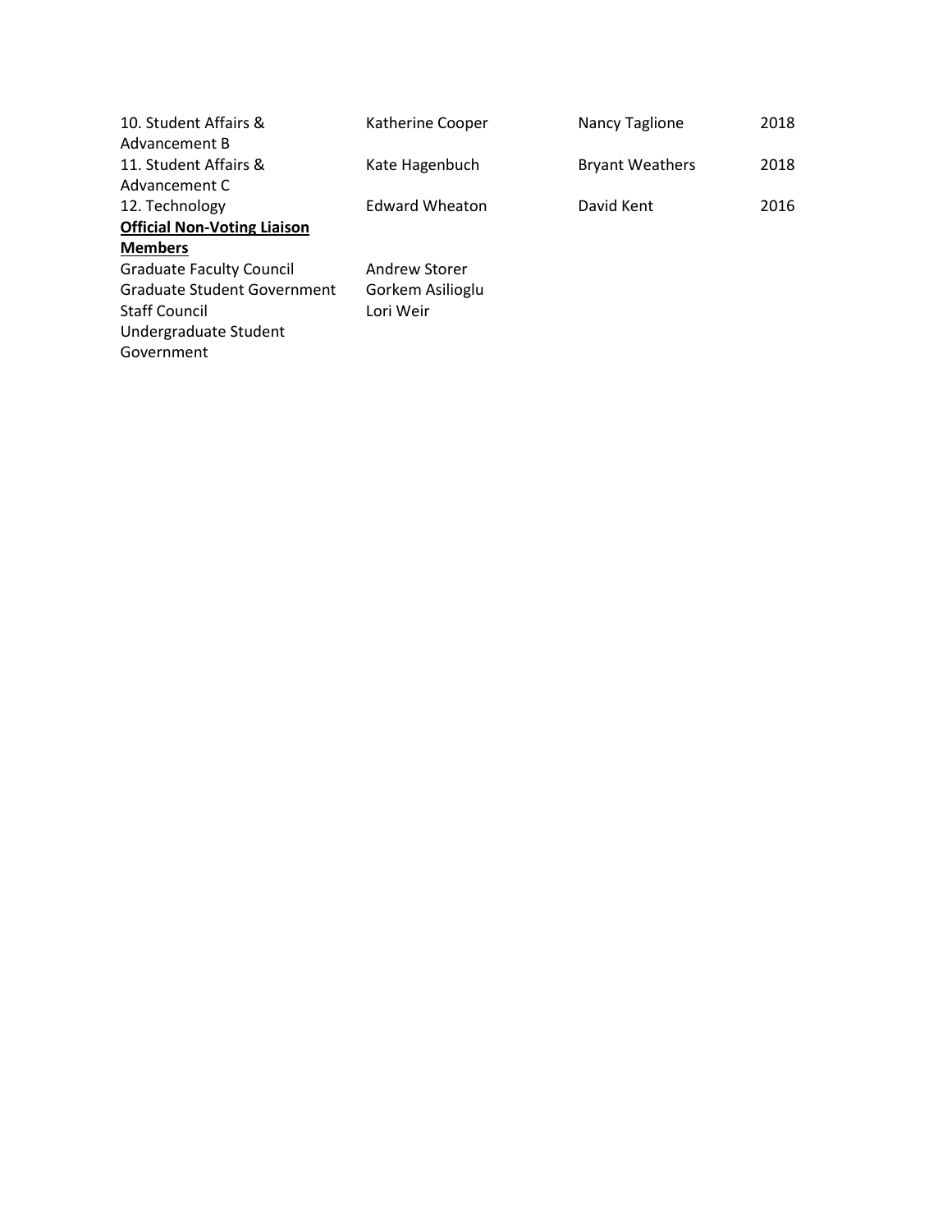| | | | |
|---|---|---|---|
| 10. Student Affairs & Advancement B | Katherine Cooper | Nancy Taglione | 2018 |
| 11. Student Affairs & Advancement C | Kate Hagenbuch | Bryant Weathers | 2018 |
| 12. Technology | Edward Wheaton | David Kent | 2016 |
| **<u>Official Non-Voting Liaison Members</u>** | | | |
| Graduate Faculty Council | Andrew Storer | | |
| Graduate Student Government | Gorkem Asilioglu | | |
| Staff Council | Lori Weir | | |
| Undergraduate Student Government | | | |